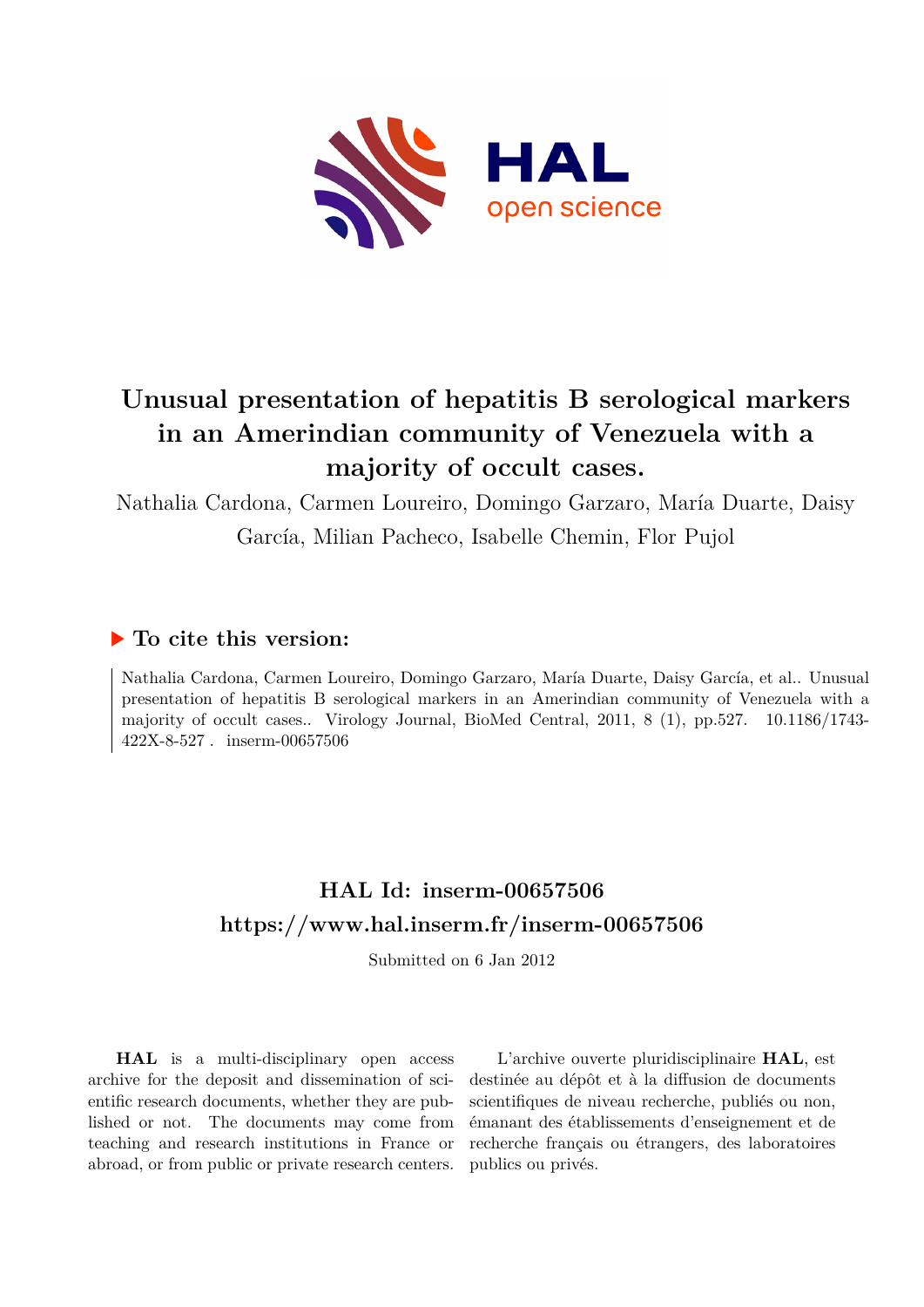# Unusual presentation of hepatitis B serological markers in an Amerindian community of Venezuela with a majority of occult cases.

Nathalia Cardona, Carmen Loureiro, Domingo Garzaro, María Duarte, Daisy García, Milian Pacheco, Isabelle Chemin, Flor Pujol

## ▶ To cite this version:

Nathalia Cardona, Carmen Loureiro, Domingo Garzaro, María Duarte, Daisy García, et al.. Unusual presentation of hepatitis B serological markers in an Amerindian community of Venezuela with a majority of occult cases.. Virology Journal, BioMed Central, 2011, 8 (1), pp.527. 10.1186/1743-422X-8-527 . inserm-00657506

## HAL Id: inserm-00657506
## https://www.hal.inserm.fr/inserm-00657506

Submitted on 6 Jan 2012

**HAL** is a multi-disciplinary open access archive for the deposit and dissemination of scientific research documents, whether they are published or not. The documents may come from teaching and research institutions in France or abroad, or from public or private research centers.

L'archive ouverte pluridisciplinaire **HAL**, est destinée au dépôt et à la diffusion de documents scientifiques de niveau recherche, publiés ou non, émanant des établissements d'enseignement et de recherche français ou étrangers, des laboratoires publics ou privés.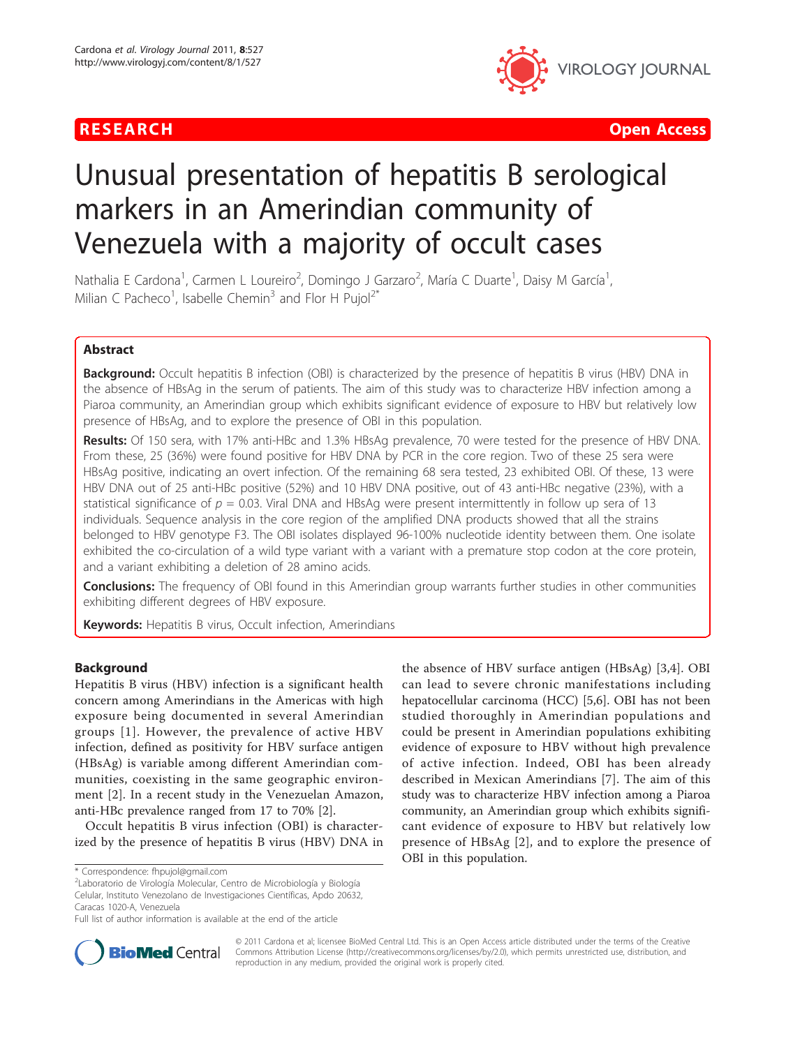# Unusual presentation of hepatitis B serological markers in an Amerindian community of Venezuela with a majority of occult cases

Nathalia E Cardona[1], Carmen L Loureiro[2], Domingo J Garzaro[2], María C Duarte[1], Daisy M García[1], Milian C Pacheco[1], Isabelle Chemin[3] and Flor H Pujol[2*]

## Abstract

**Background:** Occult hepatitis B infection (OBI) is characterized by the presence of hepatitis B virus (HBV) DNA in the absence of HBsAg in the serum of patients. The aim of this study was to characterize HBV infection among a Piaroa community, an Amerindian group which exhibits significant evidence of exposure to HBV but relatively low presence of HBsAg, and to explore the presence of OBI in this population.

**Results:** Of 150 sera, with 17% anti-HBc and 1.3% HBsAg prevalence, 70 were tested for the presence of HBV DNA. From these, 25 (36%) were found positive for HBV DNA by PCR in the core region. Two of these 25 sera were HBsAg positive, indicating an overt infection. Of the remaining 68 sera tested, 23 exhibited OBI. Of these, 13 were HBV DNA out of 25 anti-HBc positive (52%) and 10 HBV DNA positive, out of 43 anti-HBc negative (23%), with a statistical significance of $p = 0.03$. Viral DNA and HBsAg were present intermittently in follow up sera of 13 individuals. Sequence analysis in the core region of the amplified DNA products showed that all the strains belonged to HBV genotype F3. The OBI isolates displayed 96-100% nucleotide identity between them. One isolate exhibited the co-circulation of a wild type variant with a variant with a premature stop codon at the core protein, and a variant exhibiting a deletion of 28 amino acids.

**Conclusions:** The frequency of OBI found in this Amerindian group warrants further studies in other communities exhibiting different degrees of HBV exposure.

**Keywords:** Hepatitis B virus, Occult infection, Amerindians

## Background

Hepatitis B virus (HBV) infection is a significant health concern among Amerindians in the Americas with high exposure being documented in several Amerindian groups [1]. However, the prevalence of active HBV infection, defined as positivity for HBV surface antigen (HBsAg) is variable among different Amerindian communities, coexisting in the same geographic environment [2]. In a recent study in the Venezuelan Amazon, anti-HBc prevalence ranged from 17 to 70% [2].

Occult hepatitis B virus infection (OBI) is characterized by the presence of hepatitis B virus (HBV) DNA in the absence of HBV surface antigen (HBsAg) [3,4]. OBI can lead to severe chronic manifestations including hepatocellular carcinoma (HCC) [5,6]. OBI has not been studied thoroughly in Amerindian populations and could be present in Amerindian populations exhibiting evidence of exposure to HBV without high prevalence of active infection. Indeed, OBI has been already described in Mexican Amerindians [7]. The aim of this study was to characterize HBV infection among a Piaroa community, an Amerindian group which exhibits significant evidence of exposure to HBV but relatively low presence of HBsAg [2], and to explore the presence of OBI in this population.

\* Correspondence: fhpujol@gmail.com
[2]Laboratorio de Virología Molecular, Centro de Microbiología y Biología Celular, Instituto Venezolano de Investigaciones Científicas, Apdo 20632, Caracas 1020-A, Venezuela
Full list of author information is available at the end of the article

© 2011 Cardona et al; licensee BioMed Central Ltd. This is an Open Access article distributed under the terms of the Creative Commons Attribution License (http://creativecommons.org/licenses/by/2.0), which permits unrestricted use, distribution, and reproduction in any medium, provided the original work is properly cited.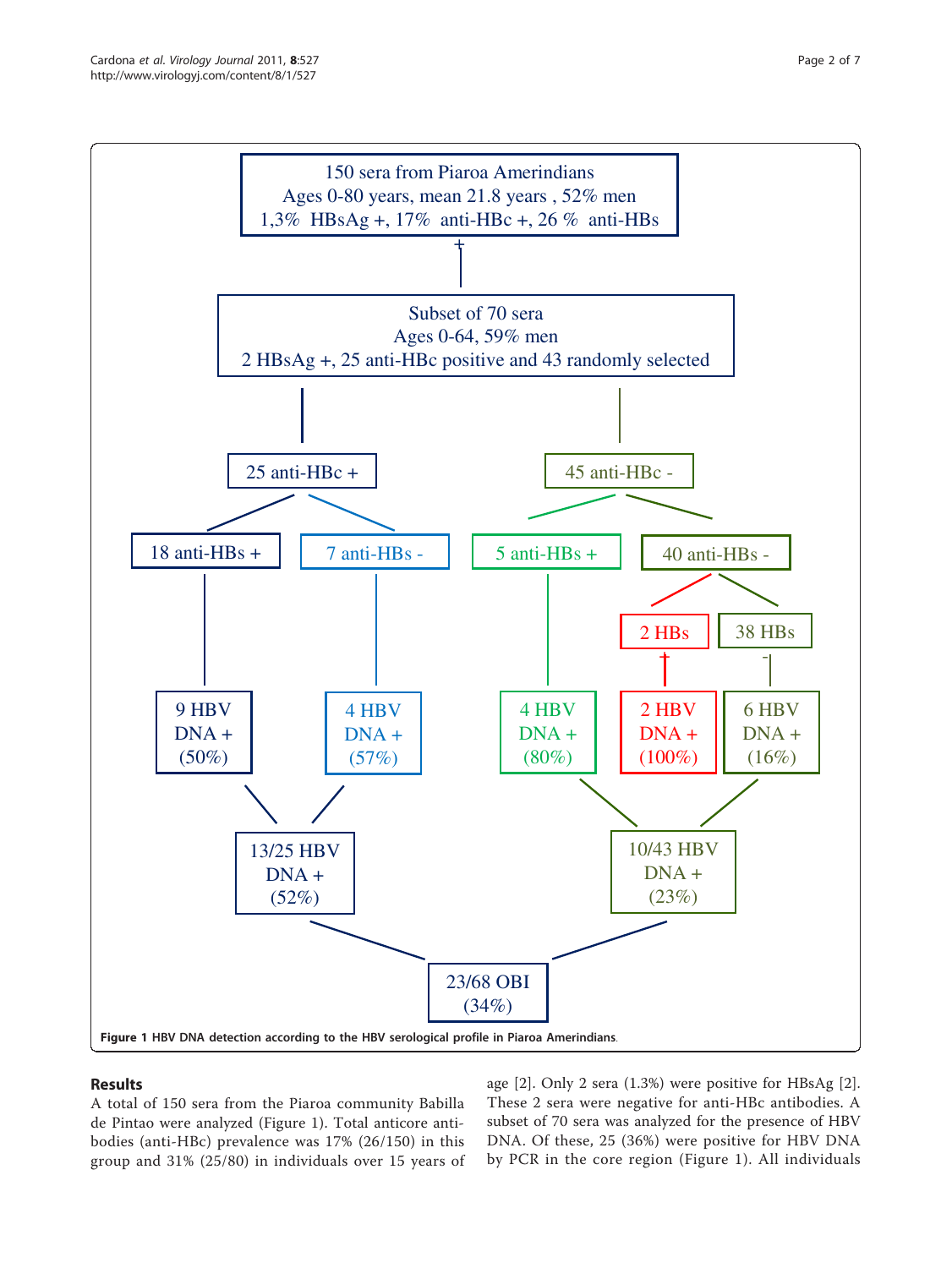150 sera from Piaroa Amerindians
Ages 0-80 years, mean 21.8 years , 52% men
1,3% HBsAg +, 17% anti-HBc +, 26 % anti-HBs

Subset of 70 sera
Ages 0-64, 59% men
2 HBsAg +, 25 anti-HBc positive and 43 randomly selected

25 anti-HBc +

45 anti-HBc -

18 anti-HBs +

7 anti-HBs -

5 anti-HBs +

40 anti-HBs -

2 HBs +

38 HBs -

9 HBV DNA + (50%)

4 HBV DNA + (57%)

4 HBV DNA + (80%)

2 HBV DNA + (100%)

6 HBV DNA + (16%)

13/25 HBV DNA + (52%)

10/43 HBV DNA + (23%)

23/68 OBI (34%)

**Figure 1 HBV DNA detection according to the HBV serological profile in Piaroa Amerindians**.

## Results

A total of 150 sera from the Piaroa community Babilla de Pintao were analyzed (Figure 1). Total anticore antibodies (anti-HBc) prevalence was 17% (26/150) in this group and 31% (25/80) in individuals over 15 years of age [2]. Only 2 sera (1.3%) were positive for HBsAg [2]. These 2 sera were negative for anti-HBc antibodies. A subset of 70 sera was analyzed for the presence of HBV DNA. Of these, 25 (36%) were positive for HBV DNA by PCR in the core region (Figure 1). All individuals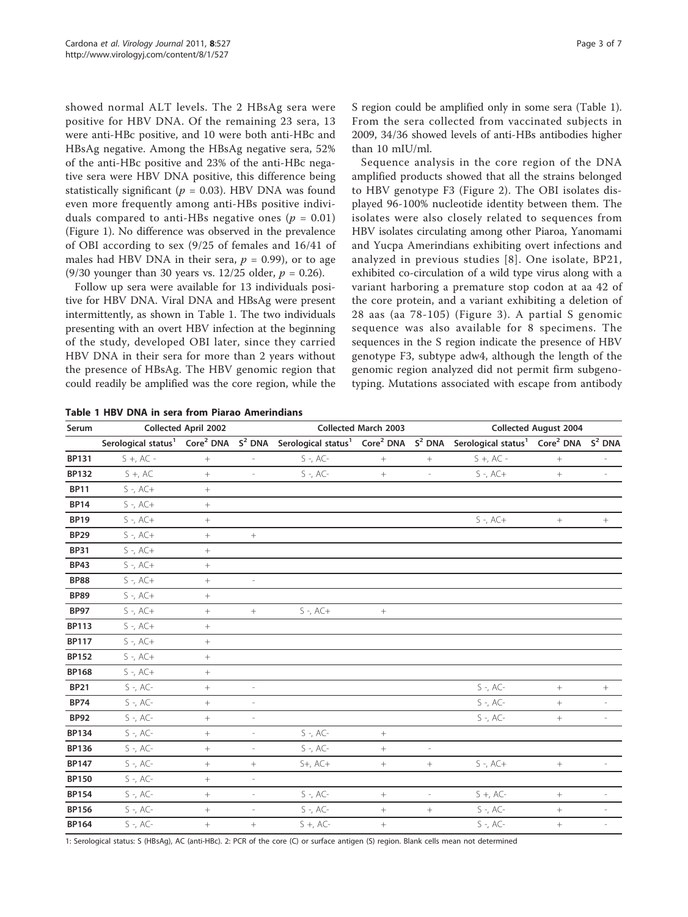showed normal ALT levels. The 2 HBsAg sera were positive for HBV DNA. Of the remaining 23 sera, 13 were anti-HBc positive, and 10 were both anti-HBc and HBsAg negative. Among the HBsAg negative sera, 52% of the anti-HBc positive and 23% of the anti-HBc negative sera were HBV DNA positive, this difference being statistically significant ($p = 0.03$). HBV DNA was found even more frequently among anti-HBs positive individuals compared to anti-HBs negative ones ($p = 0.01$) (Figure 1). No difference was observed in the prevalence of OBI according to sex (9/25 of females and 16/41 of males had HBV DNA in their sera, $p = 0.99$), or to age (9/30 younger than 30 years vs. 12/25 older, $p = 0.26$).

Follow up sera were available for 13 individuals positive for HBV DNA. Viral DNA and HBsAg were present intermittently, as shown in Table 1. The two individuals presenting with an overt HBV infection at the beginning of the study, developed OBI later, since they carried HBV DNA in their sera for more than 2 years without the presence of HBsAg. The HBV genomic region that could readily be amplified was the core region, while the S region could be amplified only in some sera (Table 1). From the sera collected from vaccinated subjects in 2009, 34/36 showed levels of anti-HBs antibodies higher than 10 mIU/ml.

Sequence analysis in the core region of the DNA amplified products showed that all the strains belonged to HBV genotype F3 (Figure 2). The OBI isolates displayed 96-100% nucleotide identity between them. The isolates were also closely related to sequences from HBV isolates circulating among other Piaroa, Yanomami and Yucpa Amerindians exhibiting overt infections and analyzed in previous studies [8]. One isolate, BP21, exhibited co-circulation of a wild type virus along with a variant harboring a premature stop codon at aa 42 of the core protein, and a variant exhibiting a deletion of 28 aas (aa 78-105) (Figure 3). A partial S genomic sequence was also available for 8 specimens. The sequences in the S region indicate the presence of HBV genotype F3, subtype adw4, although the length of the genomic region analyzed did not permit firm subgenotyping. Mutations associated with escape from antibody

**Table 1 HBV DNA in sera from Piarao Amerindians**

| Serum | Collected April 2002 | | | Collected March 2003 | | | Collected August 2004 | | |
|---|---|---|---|---|---|---|---|---|---|
| | Serological status[1] | Core[2] DNA | S[2] DNA | Serological status[1] | Core[2] DNA | S[2] DNA | Serological status[1] | Core[2] DNA | S[2] DNA |
| **BP131** | S +, AC - | + | - | S -, AC- | + | + | S +, AC - | + | - |
| **BP132** | S +, AC | + | - | S -, AC- | + | - | S -, AC+ | + | - |
| **BP11** | S -, AC+ | + | | | | | | | |
| **BP14** | S -, AC+ | + | | | | | | | |
| **BP19** | S -, AC+ | + | | | | | S -, AC+ | + | + |
| **BP29** | S -, AC+ | + | + | | | | | | |
| **BP31** | S -, AC+ | + | | | | | | | |
| **BP43** | S -, AC+ | + | | | | | | | |
| **BP88** | S -, AC+ | + | - | | | | | | |
| **BP89** | S -, AC+ | + | | | | | | | |
| **BP97** | S -, AC+ | + | + | S -, AC+ | + | | | | |
| **BP113** | S -, AC+ | + | | | | | | | |
| **BP117** | S -, AC+ | + | | | | | | | |
| **BP152** | S -, AC+ | + | | | | | | | |
| **BP168** | S -, AC+ | + | | | | | | | |
| **BP21** | S -, AC- | + | - | | | | S -, AC- | + | + |
| **BP74** | S -, AC- | + | - | | | | S -, AC- | + | - |
| **BP92** | S -, AC- | + | - | | | | S -, AC- | + | - |
| **BP134** | S -, AC- | + | - | S -, AC- | + | | | | |
| **BP136** | S -, AC- | + | - | S -, AC- | + | - | | | |
| **BP147** | S -, AC- | + | + | S+, AC+ | + | + | S -, AC+ | + | - |
| **BP150** | S -, AC- | + | - | | | | | | |
| **BP154** | S -, AC- | + | - | S -, AC- | + | - | S +, AC- | + | - |
| **BP156** | S -, AC- | + | - | S -, AC- | + | + | S -, AC- | + | - |
| **BP164** | S -, AC- | + | + | S +, AC- | + | | S -, AC- | + | - |

1: Serological status: S (HBsAg), AC (anti-HBc). 2: PCR of the core (C) or surface antigen (S) region. Blank cells mean not determined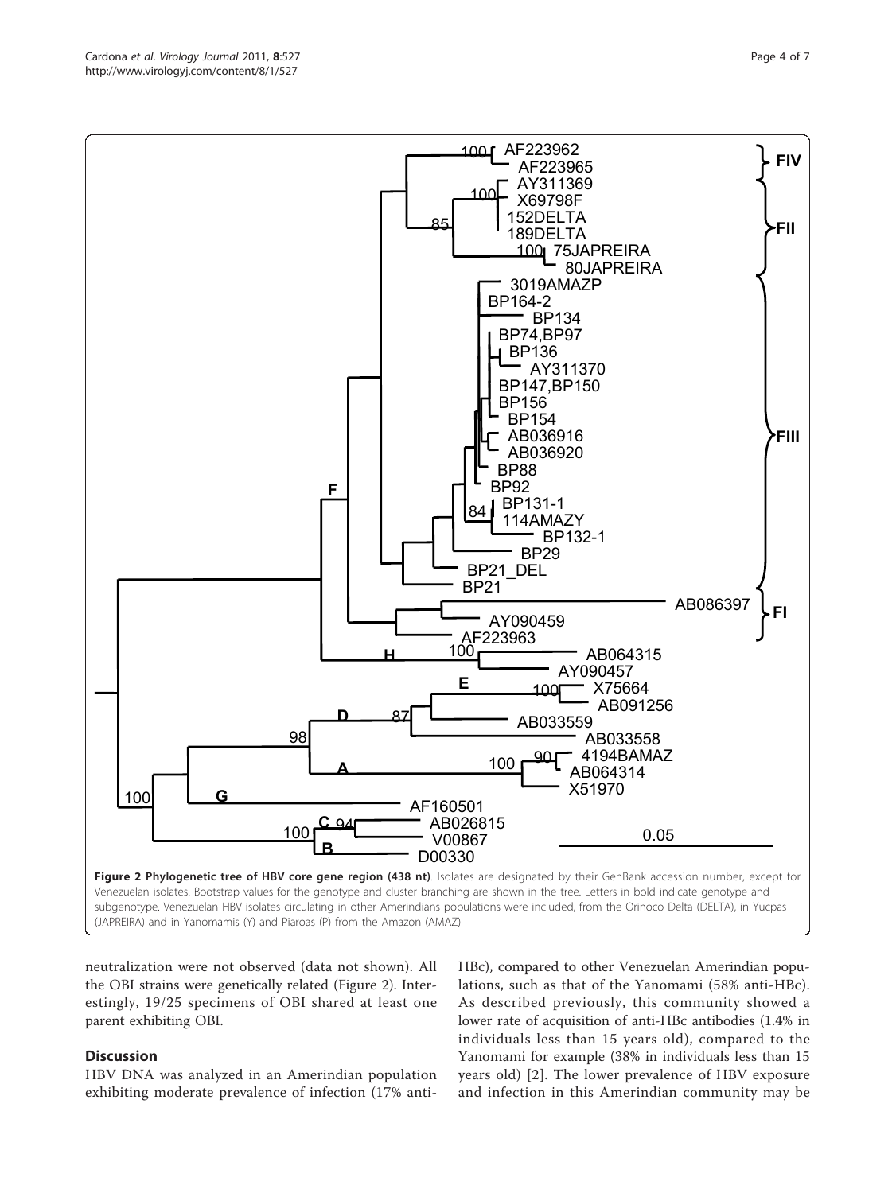**Figure 2 Phylogenetic tree of HBV core gene region (438 nt)**. Isolates are designated by their GenBank accession number, except for Venezuelan isolates. Bootstrap values for the genotype and cluster branching are shown in the tree. Letters in bold indicate genotype and subgenotype. Venezuelan HBV isolates circulating in other Amerindians populations were included, from the Orinoco Delta (DELTA), in Yucpas (JAPREIRA) and in Yanomamis (Y) and Piaroas (P) from the Amazon (AMAZ)

neutralization were not observed (data not shown). All the OBI strains were genetically related (Figure 2). Interestingly, 19/25 specimens of OBI shared at least one parent exhibiting OBI.

## Discussion

HBV DNA was analyzed in an Amerindian population exhibiting moderate prevalence of infection (17% anti-HBc), compared to other Venezuelan Amerindian populations, such as that of the Yanomami (58% anti-HBc). As described previously, this community showed a lower rate of acquisition of anti-HBc antibodies (1.4% in individuals less than 15 years old), compared to the Yanomami for example (38% in individuals less than 15 years old) [2]. The lower prevalence of HBV exposure and infection in this Amerindian community may be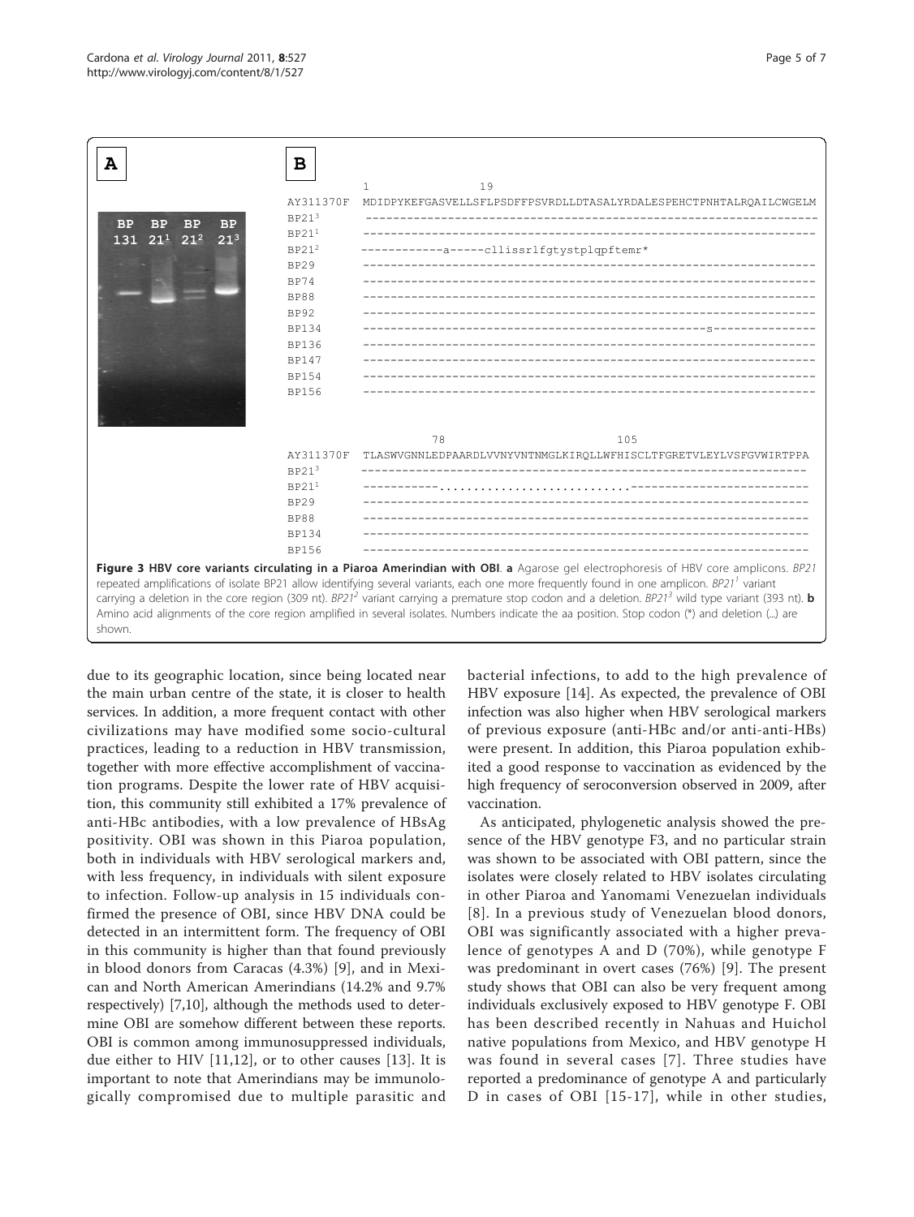**A**

| BP 131 | BP 21[1] | BP 21[2] | BP 21[3] |
|---|---|---|---|

**B**

```
           1                 19
AY311370F  MDIDPYKEFGASVELLSFLPSDFFPSVRDLLDTASALYRDALESPEHCTPNHTALRQAILCWGELM
BP21³      -----------------------------------------------------------------
BP21¹      -----------------------------------------------------------------
BP21²      ------------a-----cllissrlfgtystplqpftemr*
BP29       -----------------------------------------------------------------
BP74       -----------------------------------------------------------------
BP88       -----------------------------------------------------------------
BP92       -----------------------------------------------------------------
BP134      ------------------------------------------------s----------------
BP136      -----------------------------------------------------------------
BP147      -----------------------------------------------------------------
BP154      -----------------------------------------------------------------
BP156      -----------------------------------------------------------------

              78                             105
AY311370F  TLASWVGNNLEDPAARDLVVNYVNTNMGLKIRQLLWFHISCLTFGRETVLEYLVSFGVWIRTPPA
BP21³      -----------------------------------------------------------------
BP21¹      -----------...........................-------------------------
BP29       -----------------------------------------------------------------
BP88       -----------------------------------------------------------------
BP134      -----------------------------------------------------------------
BP156      -----------------------------------------------------------------
```

**Figure 3 HBV core variants circulating in a Piaroa Amerindian with OBI. a** Agarose gel electrophoresis of HBV core amplicons. *BP21* repeated amplifications of isolate BP21 allow identifying several variants, each one more frequently found in one amplicon. *BP21[1]* variant carrying a deletion in the core region (309 nt). *BP21[2]* variant carrying a premature stop codon and a deletion. *BP21[3]* wild type variant (393 nt). **b** Amino acid alignments of the core region amplified in several isolates. Numbers indicate the aa position. Stop codon (*) and deletion (...) are shown.

due to its geographic location, since being located near the main urban centre of the state, it is closer to health services. In addition, a more frequent contact with other civilizations may have modified some socio-cultural practices, leading to a reduction in HBV transmission, together with more effective accomplishment of vaccination programs. Despite the lower rate of HBV acquisition, this community still exhibited a 17% prevalence of anti-HBc antibodies, with a low prevalence of HBsAg positivity. OBI was shown in this Piaroa population, both in individuals with HBV serological markers and, with less frequency, in individuals with silent exposure to infection. Follow-up analysis in 15 individuals confirmed the presence of OBI, since HBV DNA could be detected in an intermittent form. The frequency of OBI in this community is higher than that found previously in blood donors from Caracas (4.3%) [9], and in Mexican and North American Amerindians (14.2% and 9.7% respectively) [7,10], although the methods used to determine OBI are somehow different between these reports. OBI is common among immunosuppressed individuals, due either to HIV [11,12], or to other causes [13]. It is important to note that Amerindians may be immunologically compromised due to multiple parasitic and bacterial infections, to add to the high prevalence of HBV exposure [14]. As expected, the prevalence of OBI infection was also higher when HBV serological markers of previous exposure (anti-HBc and/or anti-anti-HBs) were present. In addition, this Piaroa population exhibited a good response to vaccination as evidenced by the high frequency of seroconversion observed in 2009, after vaccination.

As anticipated, phylogenetic analysis showed the presence of the HBV genotype F3, and no particular strain was shown to be associated with OBI pattern, since the isolates were closely related to HBV isolates circulating in other Piaroa and Yanomami Venezuelan individuals [8]. In a previous study of Venezuelan blood donors, OBI was significantly associated with a higher prevalence of genotypes A and D (70%), while genotype F was predominant in overt cases (76%) [9]. The present study shows that OBI can also be very frequent among individuals exclusively exposed to HBV genotype F. OBI has been described recently in Nahuas and Huichol native populations from Mexico, and HBV genotype H was found in several cases [7]. Three studies have reported a predominance of genotype A and particularly D in cases of OBI [15-17], while in other studies,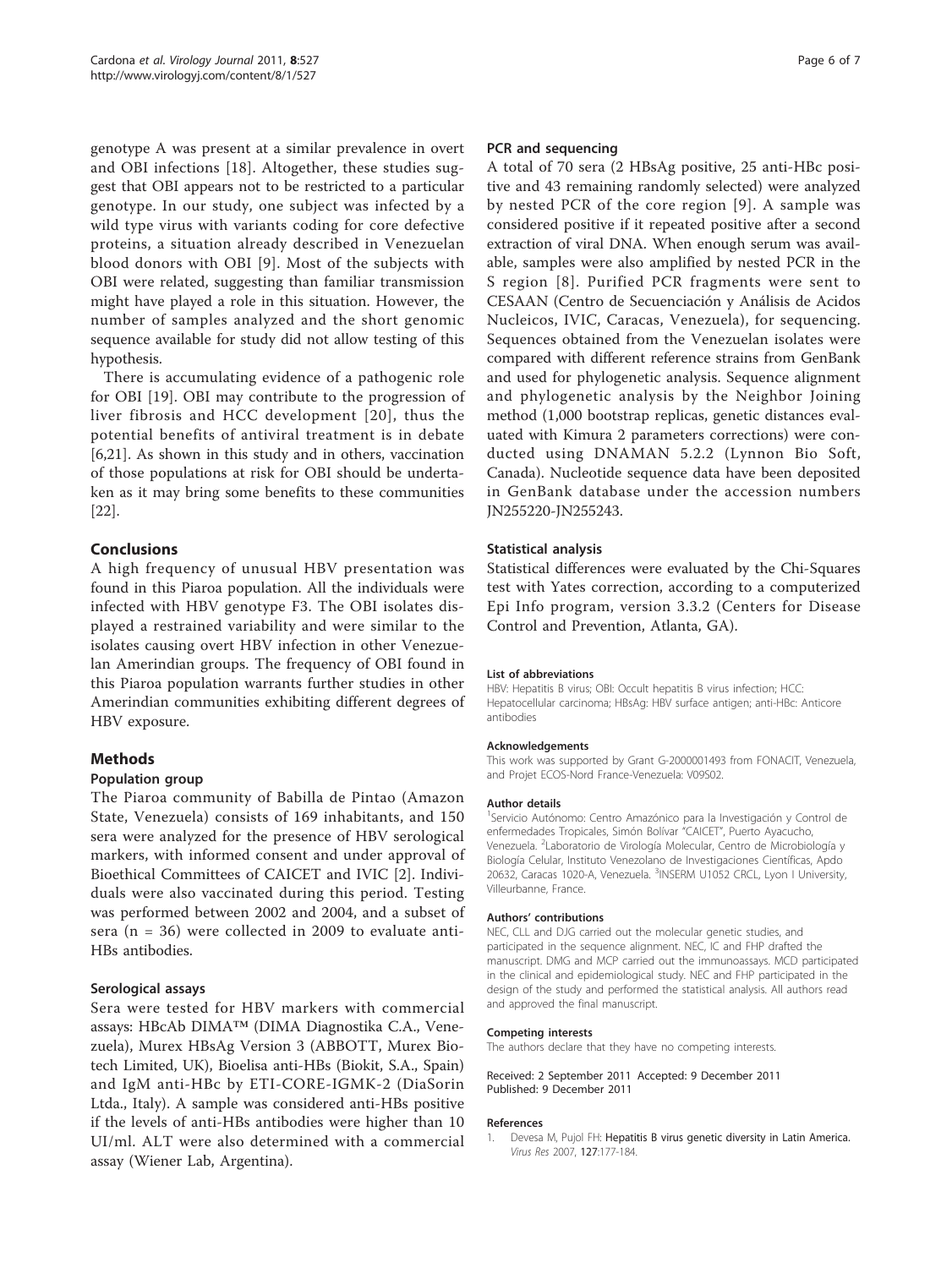genotype A was present at a similar prevalence in overt and OBI infections [18]. Altogether, these studies suggest that OBI appears not to be restricted to a particular genotype. In our study, one subject was infected by a wild type virus with variants coding for core defective proteins, a situation already described in Venezuelan blood donors with OBI [9]. Most of the subjects with OBI were related, suggesting than familiar transmission might have played a role in this situation. However, the number of samples analyzed and the short genomic sequence available for study did not allow testing of this hypothesis.

There is accumulating evidence of a pathogenic role for OBI [19]. OBI may contribute to the progression of liver fibrosis and HCC development [20], thus the potential benefits of antiviral treatment is in debate [6,21]. As shown in this study and in others, vaccination of those populations at risk for OBI should be undertaken as it may bring some benefits to these communities [22].

## Conclusions

A high frequency of unusual HBV presentation was found in this Piaroa population. All the individuals were infected with HBV genotype F3. The OBI isolates displayed a restrained variability and were similar to the isolates causing overt HBV infection in other Venezuelan Amerindian groups. The frequency of OBI found in this Piaroa population warrants further studies in other Amerindian communities exhibiting different degrees of HBV exposure.

## Methods

### Population group

The Piaroa community of Babilla de Pintao (Amazon State, Venezuela) consists of 169 inhabitants, and 150 sera were analyzed for the presence of HBV serological markers, with informed consent and under approval of Bioethical Committees of CAICET and IVIC [2]. Individuals were also vaccinated during this period. Testing was performed between 2002 and 2004, and a subset of sera (n = 36) were collected in 2009 to evaluate anti-HBs antibodies.

### Serological assays

Sera were tested for HBV markers with commercial assays: HBcAb DIMA™ (DIMA Diagnostika C.A., Venezuela), Murex HBsAg Version 3 (ABBOTT, Murex Biotech Limited, UK), Bioelisa anti-HBs (Biokit, S.A., Spain) and IgM anti-HBc by ETI-CORE-IGMK-2 (DiaSorin Ltda., Italy). A sample was considered anti-HBs positive if the levels of anti-HBs antibodies were higher than 10 UI/ml. ALT were also determined with a commercial assay (Wiener Lab, Argentina).

### PCR and sequencing

A total of 70 sera (2 HBsAg positive, 25 anti-HBc positive and 43 remaining randomly selected) were analyzed by nested PCR of the core region [9]. A sample was considered positive if it repeated positive after a second extraction of viral DNA. When enough serum was available, samples were also amplified by nested PCR in the S region [8]. Purified PCR fragments were sent to CESAAN (Centro de Secuenciación y Análisis de Acidos Nucleicos, IVIC, Caracas, Venezuela), for sequencing. Sequences obtained from the Venezuelan isolates were compared with different reference strains from GenBank and used for phylogenetic analysis. Sequence alignment and phylogenetic analysis by the Neighbor Joining method (1,000 bootstrap replicas, genetic distances evaluated with Kimura 2 parameters corrections) were conducted using DNAMAN 5.2.2 (Lynnon Bio Soft, Canada). Nucleotide sequence data have been deposited in GenBank database under the accession numbers JN255220-JN255243.

### Statistical analysis

Statistical differences were evaluated by the Chi-Squares test with Yates correction, according to a computerized Epi Info program, version 3.3.2 (Centers for Disease Control and Prevention, Atlanta, GA).

#### List of abbreviations

HBV: Hepatitis B virus; OBI: Occult hepatitis B virus infection; HCC: Hepatocellular carcinoma; HBsAg: HBV surface antigen; anti-HBc: Anticore antibodies

#### Acknowledgements

This work was supported by Grant G-2000001493 from FONACIT, Venezuela, and Projet ECOS-Nord France-Venezuela: V09S02.

#### Author details

[1]Servicio Autónomo: Centro Amazónico para la Investigación y Control de enfermedades Tropicales, Simón Bolívar "CAICET", Puerto Ayacucho, Venezuela. [2]Laboratorio de Virología Molecular, Centro de Microbiología y Biología Celular, Instituto Venezolano de Investigaciones Científicas, Apdo 20632, Caracas 1020-A, Venezuela. [3]INSERM U1052 CRCL, Lyon I University, Villeurbanne, France.

#### Authors' contributions

NEC, CLL and DJG carried out the molecular genetic studies, and participated in the sequence alignment. NEC, IC and FHP drafted the manuscript. DMG and MCP carried out the immunoassays. MCD participated in the clinical and epidemiological study. NEC and FHP participated in the design of the study and performed the statistical analysis. All authors read and approved the final manuscript.

#### Competing interests

The authors declare that they have no competing interests.

Received: 2 September 2011 Accepted: 9 December 2011
Published: 9 December 2011

#### References

1. Devesa M, Pujol FH: **Hepatitis B virus genetic diversity in Latin America.** *Virus Res* 2007, **127**:177-184.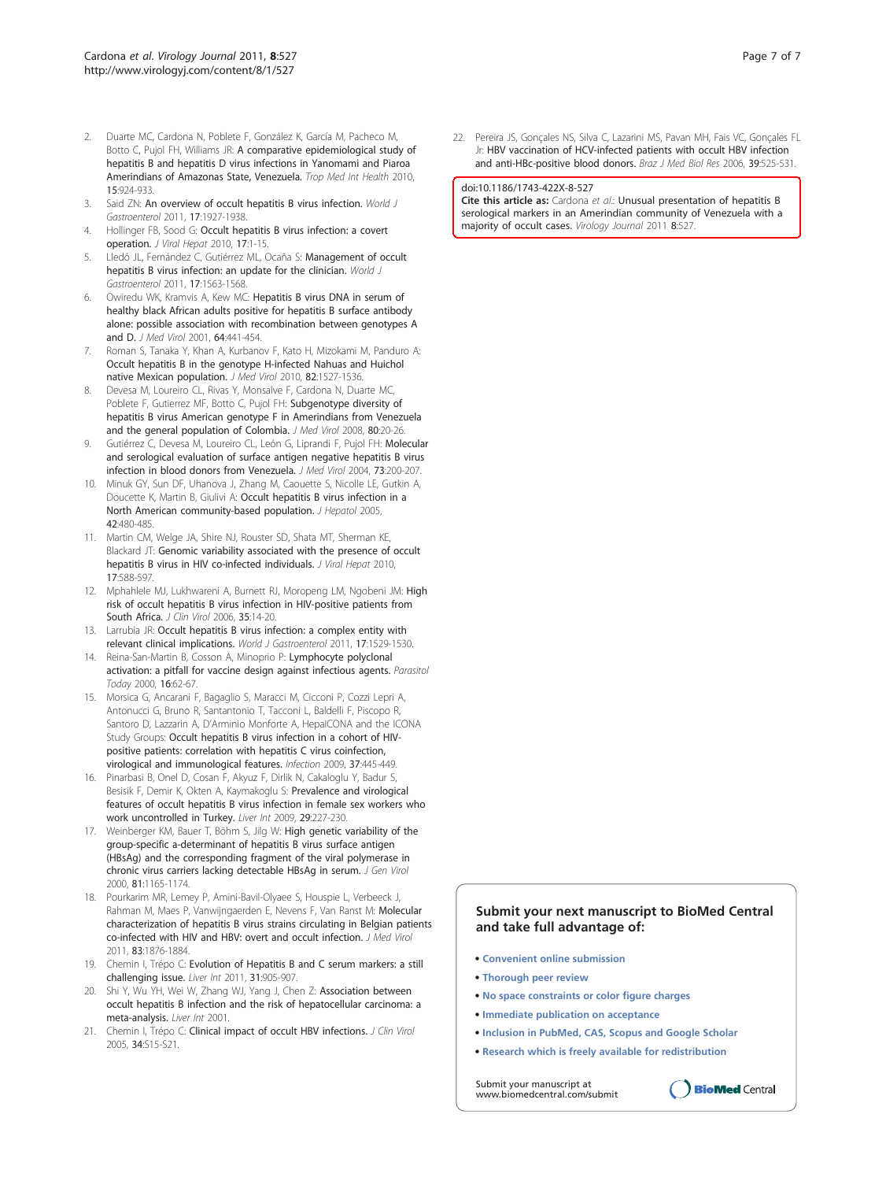2. Duarte MC, Cardona N, Poblete F, González K, García M, Pacheco M, Botto C, Pujol FH, Williams JR: **A comparative epidemiological study of hepatitis B and hepatitis D virus infections in Yanomami and Piaroa Amerindians of Amazonas State, Venezuela.** *Trop Med Int Health* 2010, **15**:924-933.
3. Said ZN: **An overview of occult hepatitis B virus infection.** *World J Gastroenterol* 2011, **17**:1927-1938.
4. Hollinger FB, Sood G: **Occult hepatitis B virus infection: a covert operation.** *J Viral Hepat* 2010, **17**:1-15.
5. Lledó JL, Fernández C, Gutiérrez ML, Ocaña S: **Management of occult hepatitis B virus infection: an update for the clinician.** *World J Gastroenterol* 2011, **17**:1563-1568.
6. Owiredu WK, Kramvis A, Kew MC: **Hepatitis B virus DNA in serum of healthy black African adults positive for hepatitis B surface antibody alone: possible association with recombination between genotypes A and D.** *J Med Virol* 2001, **64**:441-454.
7. Roman S, Tanaka Y, Khan A, Kurbanov F, Kato H, Mizokami M, Panduro A: **Occult hepatitis B in the genotype H-infected Nahuas and Huichol native Mexican population.** *J Med Virol* 2010, **82**:1527-1536.
8. Devesa M, Loureiro CL, Rivas Y, Monsalve F, Cardona N, Duarte MC, Poblete F, Gutierrez MF, Botto C, Pujol FH: **Subgenotype diversity of hepatitis B virus American genotype F in Amerindians from Venezuela and the general population of Colombia.** *J Med Virol* 2008, **80**:20-26.
9. Gutiérrez C, Devesa M, Loureiro CL, León G, Liprandi F, Pujol FH: **Molecular and serological evaluation of surface antigen negative hepatitis B virus infection in blood donors from Venezuela.** *J Med Virol* 2004, **73**:200-207.
10. Minuk GY, Sun DF, Uhanova J, Zhang M, Caouette S, Nicolle LE, Gutkin A, Doucette K, Martin B, Giulivi A: **Occult hepatitis B virus infection in a North American community-based population.** *J Hepatol* 2005, **42**:480-485.
11. Martin CM, Welge JA, Shire NJ, Rouster SD, Shata MT, Sherman KE, Blackard JT: **Genomic variability associated with the presence of occult hepatitis B virus in HIV co-infected individuals.** *J Viral Hepat* 2010, **17**:588-597.
12. Mphahlele MJ, Lukhwareni A, Burnett RJ, Moropeng LM, Ngobeni JM: **High risk of occult hepatitis B virus infection in HIV-positive patients from South Africa.** *J Clin Virol* 2006, **35**:14-20.
13. Larrubia JR: **Occult hepatitis B virus infection: a complex entity with relevant clinical implications.** *World J Gastroenterol* 2011, **17**:1529-1530.
14. Reina-San-Martin B, Cosson A, Minoprio P: **Lymphocyte polyclonal activation: a pitfall for vaccine design against infectious agents.** *Parasitol Today* 2000, **16**:62-67.
15. Morsica G, Ancarani F, Bagaglio S, Maracci M, Cicconi P, Cozzi Lepri A, Antonucci G, Bruno R, Santantonio T, Tacconi L, Baldelli F, Piscopo R, Santoro D, Lazzarin A, D'Arminio Monforte A, HepaICONA and the ICONA Study Groups: **Occult hepatitis B virus infection in a cohort of HIV-positive patients: correlation with hepatitis C virus coinfection, virological and immunological features.** *Infection* 2009, **37**:445-449.
16. Pinarbasi B, Onel D, Cosan F, Akyuz F, Dirlik N, Cakaloglu Y, Badur S, Besisik F, Demir K, Okten A, Kaymakoglu S: **Prevalence and virological features of occult hepatitis B virus infection in female sex workers who work uncontrolled in Turkey.** *Liver Int* 2009, **29**:227-230.
17. Weinberger KM, Bauer T, Böhm S, Jilg W: **High genetic variability of the group-specific a-determinant of hepatitis B virus surface antigen (HBsAg) and the corresponding fragment of the viral polymerase in chronic virus carriers lacking detectable HBsAg in serum.** *J Gen Virol* 2000, **81**:1165-1174.
18. Pourkarim MR, Lemey P, Amini-Bavil-Olyaee S, Houspie L, Verbeeck J, Rahman M, Maes P, Vanwijngaerden E, Nevens F, Van Ranst M: **Molecular characterization of hepatitis B virus strains circulating in Belgian patients co-infected with HIV and HBV: overt and occult infection.** *J Med Virol* 2011, **83**:1876-1884.
19. Chemin I, Trépo C: **Evolution of Hepatitis B and C serum markers: a still challenging issue.** *Liver Int* 2011, **31**:905-907.
20. Shi Y, Wu YH, Wei W, Zhang WJ, Yang J, Chen Z: **Association between occult hepatitis B infection and the risk of hepatocellular carcinoma: a meta-analysis.** *Liver Int* 2001.
21. Chemin I, Trépo C: **Clinical impact of occult HBV infections.** *J Clin Virol* 2005, **34**:S15-S21.
22. Pereira JS, Gonçales NS, Silva C, Lazarini MS, Pavan MH, Fais VC, Gonçales FL Jr: **HBV vaccination of HCV-infected patients with occult HBV infection and anti-HBc-positive blood donors.** *Braz J Med Biol Res* 2006, **39**:525-531.

doi:10.1186/1743-422X-8-527

**Cite this article as:** Cardona *et al.*: Unusual presentation of hepatitis B serological markers in an Amerindian community of Venezuela with a majority of occult cases. *Virology Journal* 2011 **8**:527.

**Submit your next manuscript to BioMed Central and take full advantage of:**

- **Convenient online submission**
- **Thorough peer review**
- **No space constraints or color figure charges**
- **Immediate publication on acceptance**
- **Inclusion in PubMed, CAS, Scopus and Google Scholar**
- **Research which is freely available for redistribution**

Submit your manuscript at www.biomedcentral.com/submit

BioMed Central